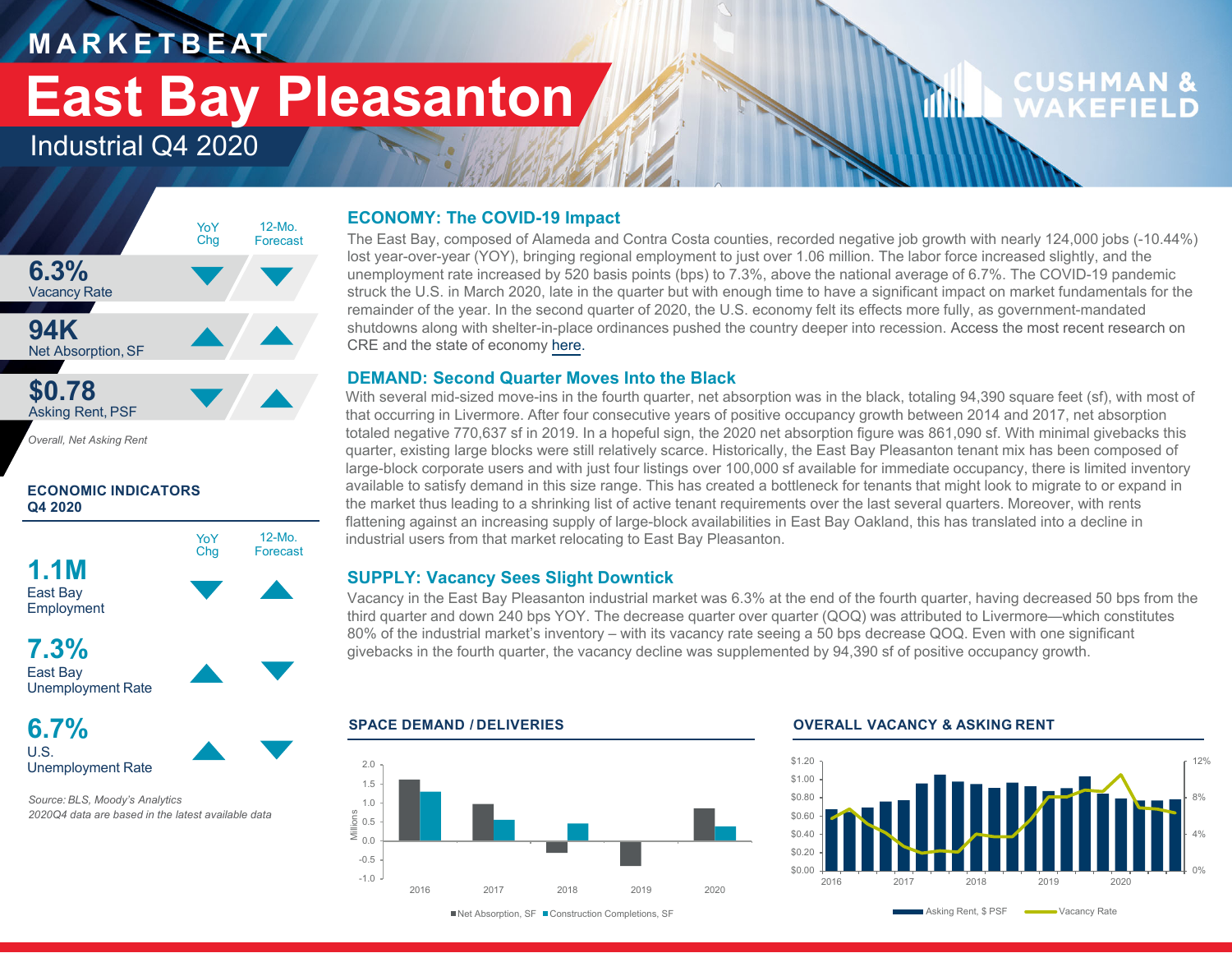# MARKETBEAT

# East Bay Pleasanton

## Industrial Q4 2020

| | YoY Chg | 12-Mo. Forecast |
|---|---|---|
| **6.3%** Vacancy Rate | ▼ | ▼ |
| **94K** Net Absorption, SF | ▲ | ▲ |
| **$0.78** Asking Rent, PSF | ▼ | ▲ |

*Overall, Net Asking Rent*

### ECONOMIC INDICATORS Q4 2020

| | YoY Chg | 12-Mo. Forecast |
|---|---|---|
| **1.1M** East Bay Employment | ▼ | ▲ |
| **7.3%** East Bay Unemployment Rate | ▲ | ▼ |
| **6.7%** U.S. Unemployment Rate | ▲ | ▼ |

*Source: BLS, Moody's Analytics*
*2020Q4 data are based in the latest available data*

### ECONOMY: The COVID-19 Impact

The East Bay, composed of Alameda and Contra Costa counties, recorded negative job growth with nearly 124,000 jobs (-10.44%) lost year-over-year (YOY), bringing regional employment to just over 1.06 million. The labor force increased slightly, and the unemployment rate increased by 520 basis points (bps) to 7.3%, above the national average of 6.7%. The COVID-19 pandemic struck the U.S. in March 2020, late in the quarter but with enough time to have a significant impact on market fundamentals for the remainder of the year. In the second quarter of 2020, the U.S. economy felt its effects more fully, as government-mandated shutdowns along with shelter-in-place ordinances pushed the country deeper into recession. Access the most recent research on CRE and the state of economy here.

### DEMAND: Second Quarter Moves Into the Black

With several mid-sized move-ins in the fourth quarter, net absorption was in the black, totaling 94,390 square feet (sf), with most of that occurring in Livermore. After four consecutive years of positive occupancy growth between 2014 and 2017, net absorption totaled negative 770,637 sf in 2019. In a hopeful sign, the 2020 net absorption figure was 861,090 sf. With minimal givebacks this quarter, existing large blocks were still relatively scarce. Historically, the East Bay Pleasanton tenant mix has been composed of large-block corporate users and with just four listings over 100,000 sf available for immediate occupancy, there is limited inventory available to satisfy demand in this size range. This has created a bottleneck for tenants that might look to migrate to or expand in the market thus leading to a shrinking list of active tenant requirements over the last several quarters. Moreover, with rents flattening against an increasing supply of large-block availabilities in East Bay Oakland, this has translated into a decline in industrial users from that market relocating to East Bay Pleasanton.

### SUPPLY: Vacancy Sees Slight Downtick

Vacancy in the East Bay Pleasanton industrial market was 6.3% at the end of the fourth quarter, having decreased 50 bps from the third quarter and down 240 bps YOY. The decrease quarter over quarter (QOQ) was attributed to Livermore—which constitutes 80% of the industrial market's inventory – with its vacancy rate seeing a 50 bps decrease QOQ. Even with one significant givebacks in the fourth quarter, the vacancy decline was supplemented by 94,390 sf of positive occupancy growth.

### SPACE DEMAND / DELIVERIES

■ Net Absorption, SF ■ Construction Completions, SF

### OVERALL VACANCY & ASKING RENT

■ Asking Rent, $ PSF ■ Vacancy Rate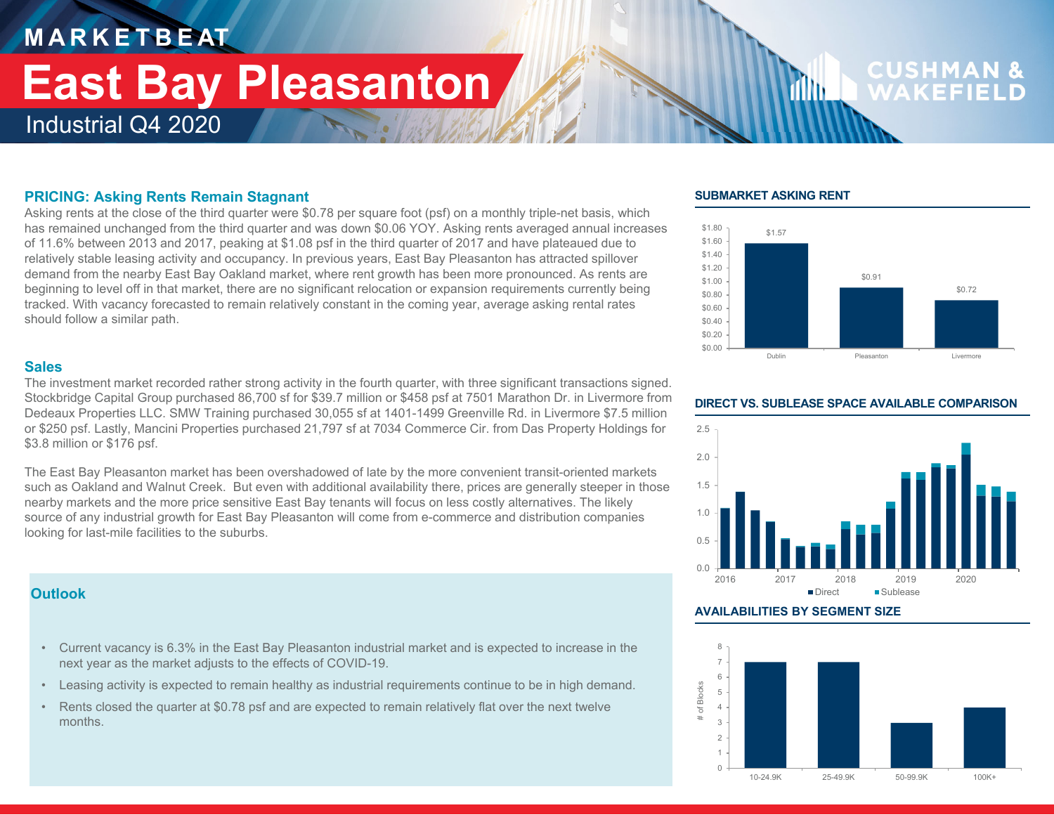# MARKETBEAT

# East Bay Pleasanton

## Industrial Q4 2020

### PRICING: Asking Rents Remain Stagnant

Asking rents at the close of the third quarter were $0.78 per square foot (psf) on a monthly triple-net basis, which has remained unchanged from the third quarter and was down $0.06 YOY. Asking rents averaged annual increases of 11.6% between 2013 and 2017, peaking at $1.08 psf in the third quarter of 2017 and have plateaued due to relatively stable leasing activity and occupancy. In previous years, East Bay Pleasanton has attracted spillover demand from the nearby East Bay Oakland market, where rent growth has been more pronounced. As rents are beginning to level off in that market, there are no significant relocation or expansion requirements currently being tracked. With vacancy forecasted to remain relatively constant in the coming year, average asking rental rates should follow a similar path.

### Sales

The investment market recorded rather strong activity in the fourth quarter, with three significant transactions signed. Stockbridge Capital Group purchased 86,700 sf for $39.7 million or $458 psf at 7501 Marathon Dr. in Livermore from Dedeaux Properties LLC. SMW Training purchased 30,055 sf at 1401-1499 Greenville Rd. in Livermore $7.5 million or $250 psf. Lastly, Mancini Properties purchased 21,797 sf at 7034 Commerce Cir. from Das Property Holdings for $3.8 million or $176 psf.

The East Bay Pleasanton market has been overshadowed of late by the more convenient transit-oriented markets such as Oakland and Walnut Creek. But even with additional availability there, prices are generally steeper in those nearby markets and the more price sensitive East Bay tenants will focus on less costly alternatives. The likely source of any industrial growth for East Bay Pleasanton will come from e-commerce and distribution companies looking for last-mile facilities to the suburbs.

### Outlook

- Current vacancy is 6.3% in the East Bay Pleasanton industrial market and is expected to increase in the next year as the market adjusts to the effects of COVID-19.
- Leasing activity is expected to remain healthy as industrial requirements continue to be in high demand.
- Rents closed the quarter at $0.78 psf and are expected to remain relatively flat over the next twelve months.

### SUBMARKET ASKING RENT

| Submarket | Asking Rent |
|---|---|
| Dublin | $1.57 |
| Pleasanton | $0.91 |
| Livermore | $0.72 |

### DIRECT VS. SUBLEASE SPACE AVAILABLE COMPARISON

(Chart: Direct and Sublease, 2016–2020)

### AVAILABILITIES BY SEGMENT SIZE

| Segment Size | # of Blocks |
|---|---|
| 10-24.9K | 7 |
| 25-49.9K | 7 |
| 50-99.9K | 3 |
| 100K+ | 4 |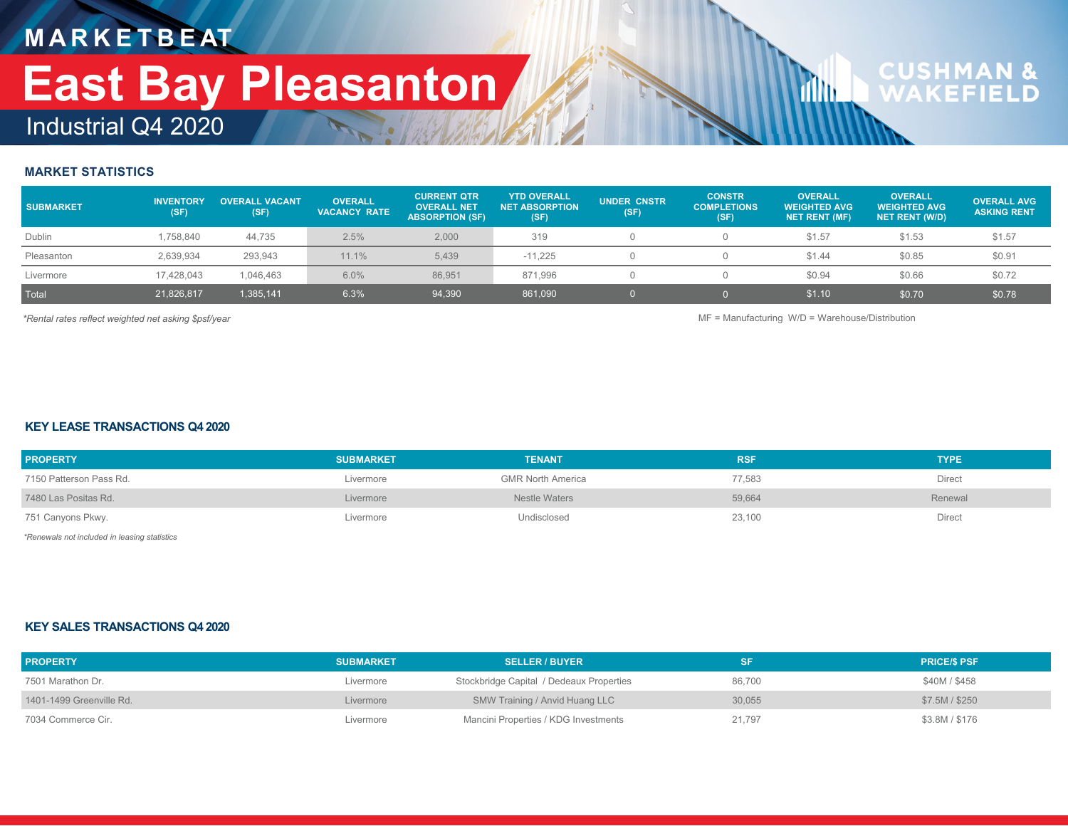MARKETBEAT

# East Bay Pleasanton

Industrial Q4 2020

CUSHMAN & WAKEFIELD

### MARKET STATISTICS

| SUBMARKET | INVENTORY (SF) | OVERALL VACANT (SF) | OVERALL VACANCY RATE | CURRENT QTR OVERALL NET ABSORPTION (SF) | YTD OVERALL NET ABSORPTION (SF) | UNDER CNSTR (SF) | CONSTR COMPLETIONS (SF) | OVERALL WEIGHTED AVG NET RENT (MF) | OVERALL WEIGHTED AVG NET RENT (W/D) | OVERALL AVG ASKING RENT |
|---|---|---|---|---|---|---|---|---|---|---|
| Dublin | 1,758,840 | 44,735 | 2.5% | 2,000 | 319 | 0 | 0 | $1.57 | $1.53 | $1.57 |
| Pleasanton | 2,639,934 | 293,943 | 11.1% | 5,439 | -11,225 | 0 | 0 | $1.44 | $0.85 | $0.91 |
| Livermore | 17,428,043 | 1,046,463 | 6.0% | 86,951 | 871,996 | 0 | 0 | $0.94 | $0.66 | $0.72 |
| Total | 21,826,817 | 1,385,141 | 6.3% | 94,390 | 861,090 | 0 | 0 | $1.10 | $0.70 | $0.78 |

*Rental rates reflect weighted net asking $psf/year

MF = Manufacturing W/D = Warehouse/Distribution

### KEY LEASE TRANSACTIONS Q4 2020

| PROPERTY | SUBMARKET | TENANT | RSF | TYPE |
|---|---|---|---|---|
| 7150 Patterson Pass Rd. | Livermore | GMR North America | 77,583 | Direct |
| 7480 Las Positas Rd. | Livermore | Nestle Waters | 59,664 | Renewal |
| 751 Canyons Pkwy. | Livermore | Undisclosed | 23,100 | Direct |

*Renewals not included in leasing statistics

### KEY SALES TRANSACTIONS Q4 2020

| PROPERTY | SUBMARKET | SELLER / BUYER | SF | PRICE/$ PSF |
|---|---|---|---|---|
| 7501 Marathon Dr. | Livermore | Stockbridge Capital / Dedeaux Properties | 86,700 | $40M / $458 |
| 1401-1499 Greenville Rd. | Livermore | SMW Training / Anvid Huang LLC | 30,055 | $7.5M / $250 |
| 7034 Commerce Cir. | Livermore | Mancini Properties / KDG Investments | 21,797 | $3.8M / $176 |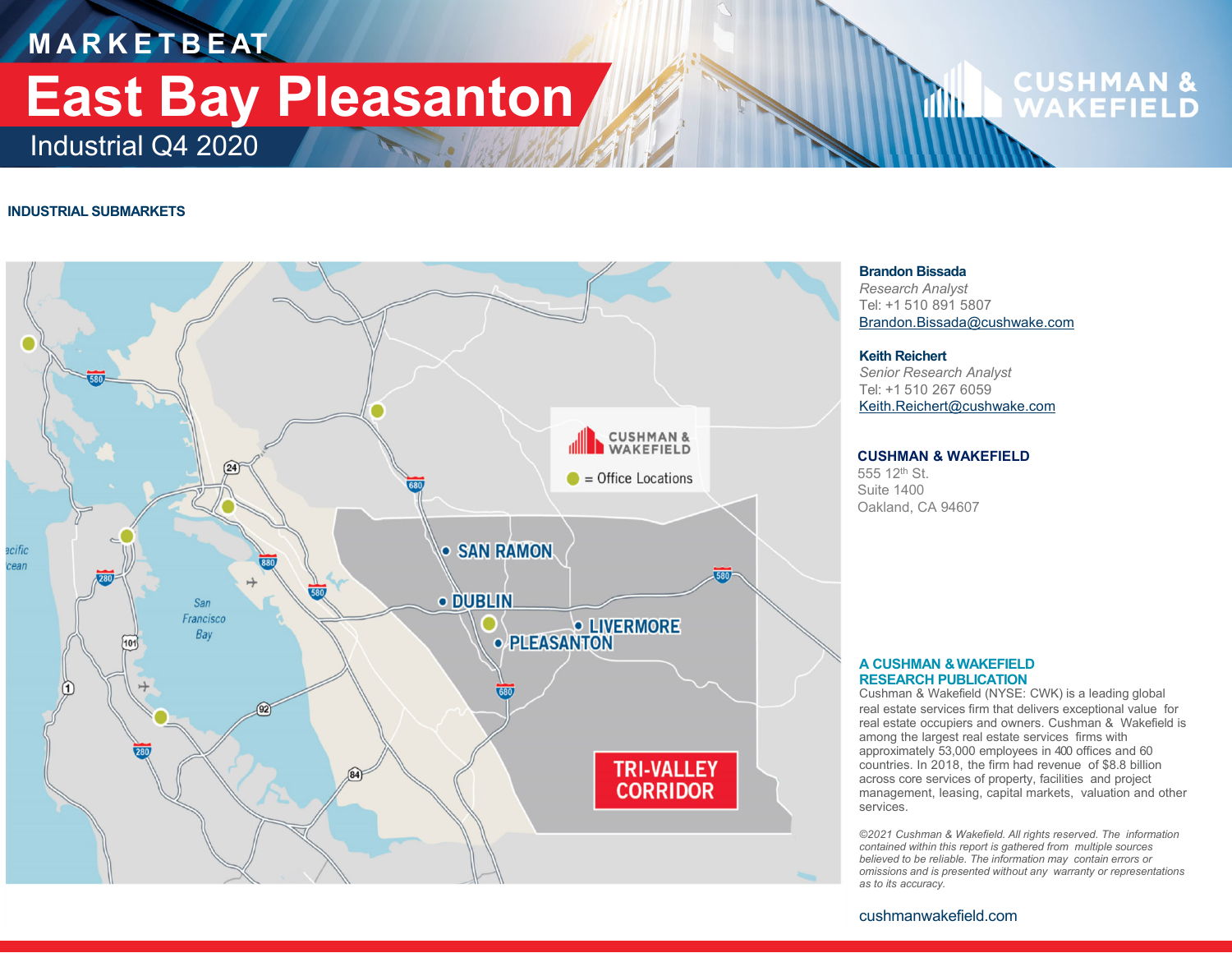# MARKETBEAT

# East Bay Pleasanton

## Industrial Q4 2020

### INDUSTRIAL SUBMARKETS

SAN RAMON

DUBLIN

LIVERMORE

PLEASANTON

TRI-VALLEY CORRIDOR

= Office Locations

**Brandon Bissada**
*Research Analyst*
Tel: +1 510 891 5807
Brandon.Bissada@cushwake.com

**Keith Reichert**
*Senior Research Analyst*
Tel: +1 510 267 6059
Keith.Reichert@cushwake.com

**CUSHMAN & WAKEFIELD**
555 12th St.
Suite 1400
Oakland, CA 94607

**A CUSHMAN & WAKEFIELD RESEARCH PUBLICATION**

Cushman & Wakefield (NYSE: CWK) is a leading global real estate services firm that delivers exceptional value for real estate occupiers and owners. Cushman & Wakefield is among the largest real estate services firms with approximately 53,000 employees in 400 offices and 60 countries. In 2018, the firm had revenue of $8.8 billion across core services of property, facilities and project management, leasing, capital markets, valuation and other services.

*©2021 Cushman & Wakefield. All rights reserved. The information contained within this report is gathered from multiple sources believed to be reliable. The information may contain errors or omissions and is presented without any warranty or representations as to its accuracy.*

cushmanwakefield.com